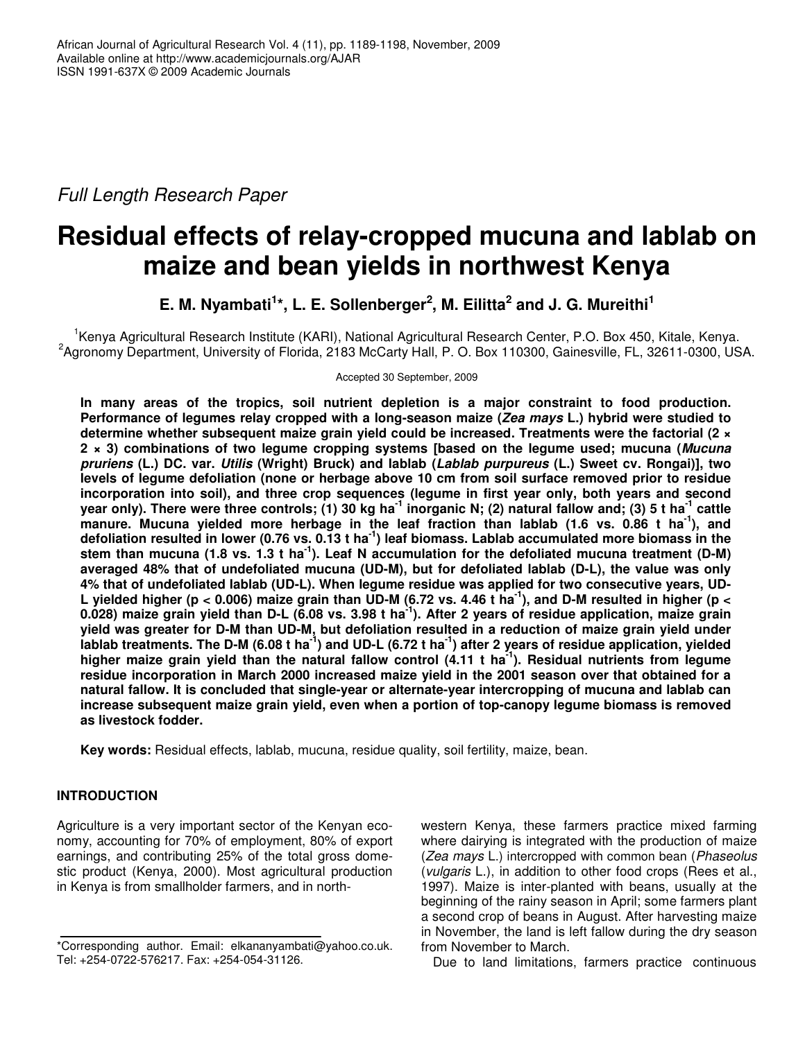*Full Length Research Paper*

# Residual effects of relay-cropped mucuna and lablab on maize and bean yields in northwest Kenya

**E. M. Nyambati[1]*, L. E. Sollenberger[2], M. Eilitta[2] and J. G. Mureithi[1]**

[1]Kenya Agricultural Research Institute (KARI), National Agricultural Research Center, P.O. Box 450, Kitale, Kenya.
[2]Agronomy Department, University of Florida, 2183 McCarty Hall, P. O. Box 110300, Gainesville, FL, 32611-0300, USA.

Accepted 30 September, 2009

**In many areas of the tropics, soil nutrient depletion is a major constraint to food production. Performance of legumes relay cropped with a long-season maize (*Zea mays* L.) hybrid were studied to determine whether subsequent maize grain yield could be increased. Treatments were the factorial (2 × 2 × 3) combinations of two legume cropping systems [based on the legume used; mucuna (*Mucuna pruriens* (L.) DC. var. *Utilis* (Wright) Bruck) and lablab (*Lablab purpureus* (L.) Sweet cv. Rongai)], two levels of legume defoliation (none or herbage above 10 cm from soil surface removed prior to residue incorporation into soil), and three crop sequences (legume in first year only, both years and second year only). There were three controls; (1) 30 kg ha$^{-1}$ inorganic N; (2) natural fallow and; (3) 5 t ha$^{-1}$ cattle manure. Mucuna yielded more herbage in the leaf fraction than lablab (1.6 vs. 0.86 t ha$^{-1}$), and defoliation resulted in lower (0.76 vs. 0.13 t ha$^{-1}$) leaf biomass. Lablab accumulated more biomass in the stem than mucuna (1.8 vs. 1.3 t ha$^{-1}$). Leaf N accumulation for the defoliated mucuna treatment (D-M) averaged 48% that of undefoliated mucuna (UD-M), but for defoliated lablab (D-L), the value was only 4% that of undefoliated lablab (UD-L). When legume residue was applied for two consecutive years, UD-L yielded higher ($p < 0.006$) maize grain than UD-M (6.72 vs. 4.46 t ha$^{-1}$), and D-M resulted in higher ($p < 0.028$) maize grain yield than D-L (6.08 vs. 3.98 t ha$^{-1}$). After 2 years of residue application, maize grain yield was greater for D-M than UD-M, but defoliation resulted in a reduction of maize grain yield under lablab treatments. The D-M (6.08 t ha$^{-1}$) and UD-L (6.72 t ha$^{-1}$) after 2 years of residue application, yielded higher maize grain yield than the natural fallow control (4.11 t ha$^{-1}$). Residual nutrients from legume residue incorporation in March 2000 increased maize yield in the 2001 season over that obtained for a natural fallow. It is concluded that single-year or alternate-year intercropping of mucuna and lablab can increase subsequent maize grain yield, even when a portion of top-canopy legume biomass is removed as livestock fodder.**

**Key words:** Residual effects, lablab, mucuna, residue quality, soil fertility, maize, bean.

## INTRODUCTION

Agriculture is a very important sector of the Kenyan economy, accounting for 70% of employment, 80% of export earnings, and contributing 25% of the total gross domestic product (Kenya, 2000). Most agricultural production in Kenya is from smallholder farmers, and in north-western Kenya, these farmers practice mixed farming where dairying is integrated with the production of maize (*Zea mays* L.) intercropped with common bean (*Phaseolus* (*vulgaris* L.), in addition to other food crops (Rees et al., 1997). Maize is inter-planted with beans, usually at the beginning of the rainy season in April; some farmers plant a second crop of beans in August. After harvesting maize in November, the land is left fallow during the dry season from November to March.

Due to land limitations, farmers practice continuous

*Corresponding author. Email: elkananyambati@yahoo.co.uk. Tel: +254-0722-576217. Fax: +254-054-31126.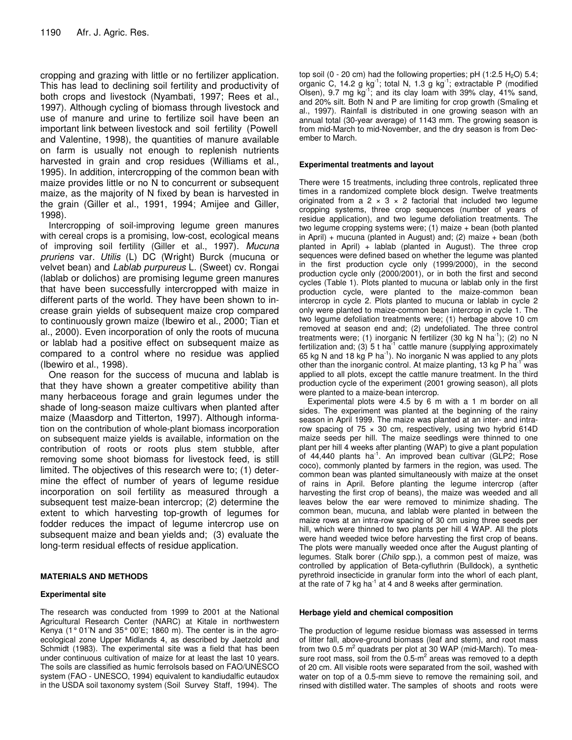cropping and grazing with little or no fertilizer application. This has lead to declining soil fertility and productivity of both crops and livestock (Nyambati, 1997; Rees et al., 1997). Although cycling of biomass through livestock and use of manure and urine to fertilize soil have been an important link between livestock and soil fertility (Powell and Valentine, 1998), the quantities of manure available on farm is usually not enough to replenish nutrients harvested in grain and crop residues (Williams et al., 1995). In addition, intercropping of the common bean with maize provides little or no N to concurrent or subsequent maize, as the majority of N fixed by bean is harvested in the grain (Giller et al., 1991, 1994; Amijee and Giller, 1998).

Intercropping of soil-improving legume green manures with cereal crops is a promising, low-cost, ecological means of improving soil fertility (Giller et al., 1997). *Mucuna pruriens* var. *Utilis* (L) DC (Wright) Burck (mucuna or velvet bean) and *Lablab purpureus* L. (Sweet) cv. Rongai (lablab or dolichos) are promising legume green manures that have been successfully intercropped with maize in different parts of the world. They have been shown to increase grain yields of subsequent maize crop compared to continuously grown maize (Ibewiro et al., 2000; Tian et al., 2000). Even incorporation of only the roots of mucuna or lablab had a positive effect on subsequent maize as compared to a control where no residue was applied (Ibewiro et al., 1998).

One reason for the success of mucuna and lablab is that they have shown a greater competitive ability than many herbaceous forage and grain legumes under the shade of long-season maize cultivars when planted after maize (Maasdorp and Titterton, 1997). Although information on the contribution of whole-plant biomass incorporation on subsequent maize yields is available, information on the contribution of roots or roots plus stem stubble, after removing some shoot biomass for livestock feed, is still limited. The objectives of this research were to; (1) determine the effect of number of years of legume residue incorporation on soil fertility as measured through a subsequent test maize-bean intercrop; (2) determine the extent to which harvesting top-growth of legumes for fodder reduces the impact of legume intercrop use on subsequent maize and bean yields and; (3) evaluate the long-term residual effects of residue application.

## MATERIALS AND METHODS

### Experimental site

The research was conducted from 1999 to 2001 at the National Agricultural Research Center (NARC) at Kitale in northwestern Kenya (1° 01'N and 35° 00'E; 1860 m). The center is in the agro-ecological zone Upper Midlands 4, as described by Jaetzold and Schmidt (1983). The experimental site was a field that has been under continuous cultivation of maize for at least the last 10 years. The soils are classified as humic ferrolsols based on FAO/UNESCO system (FAO - UNESCO, 1994) equivalent to kandiudalfic eutaudox in the USDA soil taxonomy system (Soil Survey Staff, 1994). The top soil (0 - 20 cm) had the following properties; pH (1:2.5 $H_2O$) 5.4; organic C, 14.2 g $kg^{-1}$; total N, 1.3 g $kg^{-1}$; extractable P (modified Olsen), 9.7 mg $kg^{-1}$; and its clay loam with 39% clay, 41% sand, and 20% silt. Both N and P are limiting for crop growth (Smaling et al., 1997). Rainfall is distributed in one growing season with an annual total (30-year average) of 1143 mm. The growing season is from mid-March to mid-November, and the dry season is from December to March.

### Experimental treatments and layout

There were 15 treatments, including three controls, replicated three times in a randomized complete block design. Twelve treatments originated from a 2 × 3 × 2 factorial that included two legume cropping systems, three crop sequences (number of years of residue application), and two legume defoliation treatments. The two legume cropping systems were; (1) maize + bean (both planted in April) + mucuna (planted in August) and; (2) maize + bean (both planted in April) + lablab (planted in August). The three crop sequences were defined based on whether the legume was planted in the first production cycle only (1999/2000), in the second production cycle only (2000/2001), or in both the first and second cycles (Table 1). Plots planted to mucuna or lablab only in the first production cycle, were planted to the maize-common bean intercrop in cycle 2. Plots planted to mucuna or lablab in cycle 2 only were planted to maize-common bean intercrop in cycle 1. The two legume defoliation treatments were; (1) herbage above 10 cm removed at season end and; (2) undefoliated. The three control treatments were; (1) inorganic N fertilizer (30 kg N $ha^{-1}$); (2) no N fertilization and; (3) 5 t $ha^{-1}$ cattle manure (supplying approximately 65 kg N and 18 kg P $ha^{-1}$). No inorganic N was applied to any plots other than the inorganic control. At maize planting, 13 kg P $ha^{-1}$ was applied to all plots, except the cattle manure treatment. In the third production cycle of the experiment (2001 growing season), all plots were planted to a maize-bean intercrop.

Experimental plots were 4.5 by 6 m with a 1 m border on all sides. The experiment was planted at the beginning of the rainy season in April 1999. The maize was planted at an inter- and intra-row spacing of 75 × 30 cm, respectively, using two hybrid 614D maize seeds per hill. The maize seedlings were thinned to one plant per hill 4 weeks after planting (WAP) to give a plant population of 44,440 plants $ha^{-1}$. An improved bean cultivar (GLP2; Rose coco), commonly planted by farmers in the region, was used. The common bean was planted simultaneously with maize at the onset of rains in April. Before planting the legume intercrop (after harvesting the first crop of beans), the maize was weeded and all leaves below the ear were removed to minimize shading. The common bean, mucuna, and lablab were planted in between the maize rows at an intra-row spacing of 30 cm using three seeds per hill, which were thinned to two plants per hill 4 WAP. All the plots were hand weeded twice before harvesting the first crop of beans. The plots were manually weeded once after the August planting of legumes. Stalk borer (*Chilo* spp.), a common pest of maize, was controlled by application of Beta-cyfluthrin (Bulldock), a synthetic pyrethroid insecticide in granular form into the whorl of each plant, at the rate of 7 kg $ha^{-1}$ at 4 and 8 weeks after germination.

### Herbage yield and chemical composition

The production of legume residue biomass was assessed in terms of litter fall, above-ground biomass (leaf and stem), and root mass from two 0.5 $m^2$ quadrats per plot at 30 WAP (mid-March). To measure root mass, soil from the 0.5-$m^2$ areas was removed to a depth of 20 cm. All visible roots were separated from the soil, washed with water on top of a 0.5-mm sieve to remove the remaining soil, and rinsed with distilled water. The samples of shoots and roots were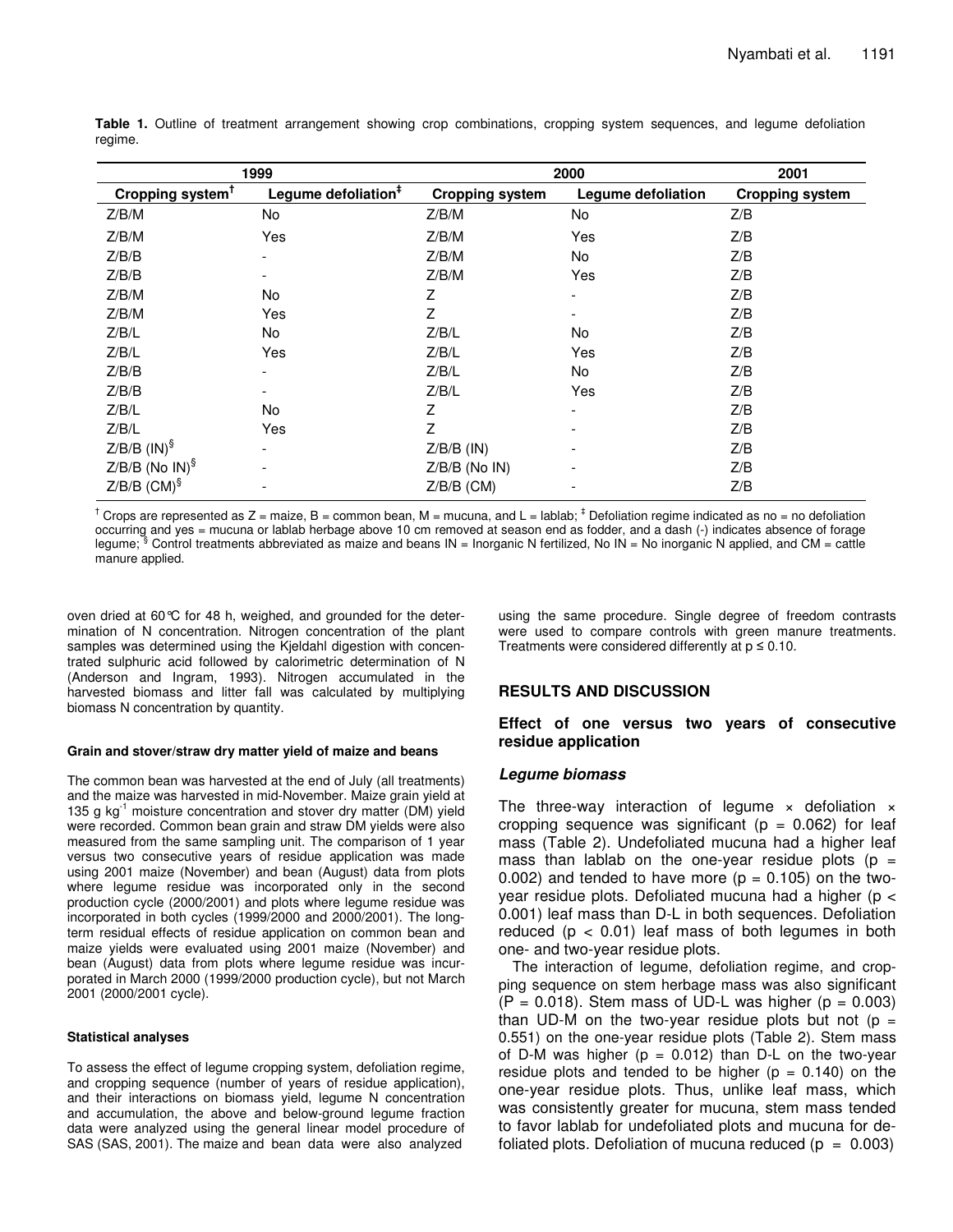**Table 1.** Outline of treatment arrangement showing crop combinations, cropping system sequences, and legume defoliation regime.

| 1999 | | 2000 | | 2001 |
|---|---|---|---|---|
| Cropping system[†] | Legume defoliation[‡] | Cropping system | Legume defoliation | Cropping system |
| Z/B/M | No | Z/B/M | No | Z/B |
| Z/B/M | Yes | Z/B/M | Yes | Z/B |
| Z/B/B | - | Z/B/M | No | Z/B |
| Z/B/B | - | Z/B/M | Yes | Z/B |
| Z/B/M | No | Z | - | Z/B |
| Z/B/M | Yes | Z | - | Z/B |
| Z/B/L | No | Z/B/L | No | Z/B |
| Z/B/L | Yes | Z/B/L | Yes | Z/B |
| Z/B/B | - | Z/B/L | No | Z/B |
| Z/B/B | - | Z/B/L | Yes | Z/B |
| Z/B/L | No | Z | - | Z/B |
| Z/B/L | Yes | Z | - | Z/B |
| Z/B/B (IN)[§] | - | Z/B/B (IN) | - | Z/B |
| Z/B/B (No IN)[§] | - | Z/B/B (No IN) | - | Z/B |
| Z/B/B (CM)[§] | - | Z/B/B (CM) | - | Z/B |

[†] Crops are represented as Z = maize, B = common bean, M = mucuna, and L = lablab; [‡] Defoliation regime indicated as no = no defoliation occurring and yes = mucuna or lablab herbage above 10 cm removed at season end as fodder, and a dash (-) indicates absence of forage legume; [§] Control treatments abbreviated as maize and beans IN = Inorganic N fertilized, No IN = No inorganic N applied, and CM = cattle manure applied.

oven dried at 60°C for 48 h, weighed, and grounded for the determination of N concentration. Nitrogen concentration of the plant samples was determined using the Kjeldahl digestion with concentrated sulphuric acid followed by calorimetric determination of N (Anderson and Ingram, 1993). Nitrogen accumulated in the harvested biomass and litter fall was calculated by multiplying biomass N concentration by quantity.

#### Grain and stover/straw dry matter yield of maize and beans

The common bean was harvested at the end of July (all treatments) and the maize was harvested in mid-November. Maize grain yield at 135 g $kg^{-1}$ moisture concentration and stover dry matter (DM) yield were recorded. Common bean grain and straw DM yields were also measured from the same sampling unit. The comparison of 1 year versus two consecutive years of residue application was made using 2001 maize (November) and bean (August) data from plots where legume residue was incorporated only in the second production cycle (2000/2001) and plots where legume residue was incorporated in both cycles (1999/2000 and 2000/2001). The long-term residual effects of residue application on common bean and maize yields were evaluated using 2001 maize (November) and bean (August) data from plots where legume residue was incurporated in March 2000 (1999/2000 production cycle), but not March 2001 (2000/2001 cycle).

#### Statistical analyses

To assess the effect of legume cropping system, defoliation regime, and cropping sequence (number of years of residue application), and their interactions on biomass yield, legume N concentration and accumulation, the above and below-ground legume fraction data were analyzed using the general linear model procedure of SAS (SAS, 2001). The maize and bean data were also analyzed using the same procedure. Single degree of freedom contrasts were used to compare controls with green manure treatments. Treatments were considered differently at $p \leq 0.10$.

## RESULTS AND DISCUSSION

### Effect of one versus two years of consecutive residue application

#### *Legume biomass*

The three-way interaction of legume × defoliation × cropping sequence was significant ($p = 0.062$) for leaf mass (Table 2). Undefoliated mucuna had a higher leaf mass than lablab on the one-year residue plots ($p = 0.002$) and tended to have more ($p = 0.105$) on the two-year residue plots. Defoliated mucuna had a higher ($p < 0.001$) leaf mass than D-L in both sequences. Defoliation reduced ($p < 0.01$) leaf mass of both legumes in both one- and two-year residue plots.

The interaction of legume, defoliation regime, and cropping sequence on stem herbage mass was also significant ($P = 0.018$). Stem mass of UD-L was higher ($p = 0.003$) than UD-M on the two-year residue plots but not ($p = 0.551$) on the one-year residue plots (Table 2). Stem mass of D-M was higher ($p = 0.012$) than D-L on the two-year residue plots and tended to be higher ($p = 0.140$) on the one-year residue plots. Thus, unlike leaf mass, which was consistently greater for mucuna, stem mass tended to favor lablab for undefoliated plots and mucuna for defoliated plots. Defoliation of mucuna reduced ($p = 0.003$)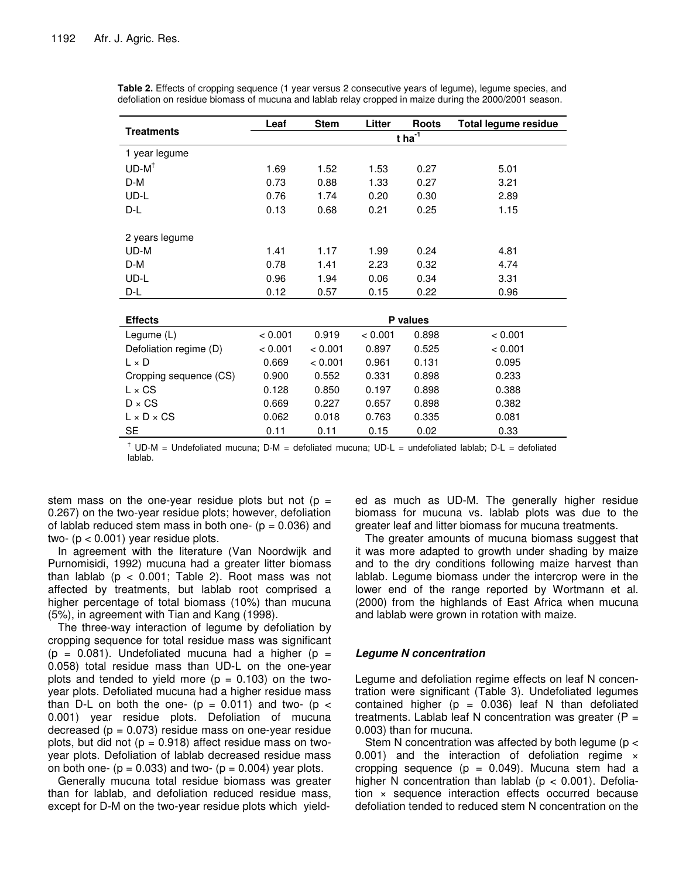**Table 2.** Effects of cropping sequence (1 year versus 2 consecutive years of legume), legume species, and defoliation on residue biomass of mucuna and lablab relay cropped in maize during the 2000/2001 season.

| Treatments | Leaf | Stem | Litter | Roots | Total legume residue |
|---|---|---|---|---|---|
| | t ha$^{-1}$ | | | | |
| 1 year legume | | | | | |
| UD-M[†] | 1.69 | 1.52 | 1.53 | 0.27 | 5.01 |
| D-M | 0.73 | 0.88 | 1.33 | 0.27 | 3.21 |
| UD-L | 0.76 | 1.74 | 0.20 | 0.30 | 2.89 |
| D-L | 0.13 | 0.68 | 0.21 | 0.25 | 1.15 |
| 2 years legume | | | | | |
| UD-M | 1.41 | 1.17 | 1.99 | 0.24 | 4.81 |
| D-M | 0.78 | 1.41 | 2.23 | 0.32 | 4.74 |
| UD-L | 0.96 | 1.94 | 0.06 | 0.34 | 3.31 |
| D-L | 0.12 | 0.57 | 0.15 | 0.22 | 0.96 |
| **Effects** | P values | | | | |
| Legume (L) | < 0.001 | 0.919 | < 0.001 | 0.898 | < 0.001 |
| Defoliation regime (D) | < 0.001 | < 0.001 | 0.897 | 0.525 | < 0.001 |
| L × D | 0.669 | < 0.001 | 0.961 | 0.131 | 0.095 |
| Cropping sequence (CS) | 0.900 | 0.552 | 0.331 | 0.898 | 0.233 |
| L × CS | 0.128 | 0.850 | 0.197 | 0.898 | 0.388 |
| D × CS | 0.669 | 0.227 | 0.657 | 0.898 | 0.382 |
| L × D × CS | 0.062 | 0.018 | 0.763 | 0.335 | 0.081 |
| SE | 0.11 | 0.11 | 0.15 | 0.02 | 0.33 |

[†] UD-M = Undefoliated mucuna; D-M = defoliated mucuna; UD-L = undefoliated lablab; D-L = defoliated lablab.

stem mass on the one-year residue plots but not ($p = 0.267$) on the two-year residue plots; however, defoliation of lablab reduced stem mass in both one- ($p = 0.036$) and two- ($p < 0.001$) year residue plots.

In agreement with the literature (Van Noordwijk and Purnomisidi, 1992) mucuna had a greater litter biomass than lablab ($p < 0.001$; Table 2). Root mass was not affected by treatments, but lablab root comprised a higher percentage of total biomass (10%) than mucuna (5%), in agreement with Tian and Kang (1998).

The three-way interaction of legume by defoliation by cropping sequence for total residue mass was significant ($p = 0.081$). Undefoliated mucuna had a higher ($p = 0.058$) total residue mass than UD-L on the one-year plots and tended to yield more ($p = 0.103$) on the two-year plots. Defoliated mucuna had a higher residue mass than D-L on both the one- ($p = 0.011$) and two- ($p < 0.001$) year residue plots. Defoliation of mucuna decreased ($p = 0.073$) residue mass on one-year residue plots, but did not ($p = 0.918$) affect residue mass on two-year plots. Defoliation of lablab decreased residue mass on both one- ($p = 0.033$) and two- ($p = 0.004$) year plots.

Generally mucuna total residue biomass was greater than for lablab, and defoliation reduced residue mass, except for D-M on the two-year residue plots which yielded as much as UD-M. The generally higher residue biomass for mucuna vs. lablab plots was due to the greater leaf and litter biomass for mucuna treatments.

The greater amounts of mucuna biomass suggest that it was more adapted to growth under shading by maize and to the dry conditions following maize harvest than lablab. Legume biomass under the intercrop were in the lower end of the range reported by Wortmann et al. (2000) from the highlands of East Africa when mucuna and lablab were grown in rotation with maize.

### *Legume N concentration*

Legume and defoliation regime effects on leaf N concentration were significant (Table 3). Undefoliated legumes contained higher ($p = 0.036$) leaf N than defoliated treatments. Lablab leaf N concentration was greater ($P = 0.003$) than for mucuna.

Stem N concentration was affected by both legume ($p < 0.001$) and the interaction of defoliation regime × cropping sequence ($p = 0.049$). Mucuna stem had a higher N concentration than lablab ($p < 0.001$). Defoliation × sequence interaction effects occurred because defoliation tended to reduced stem N concentration on the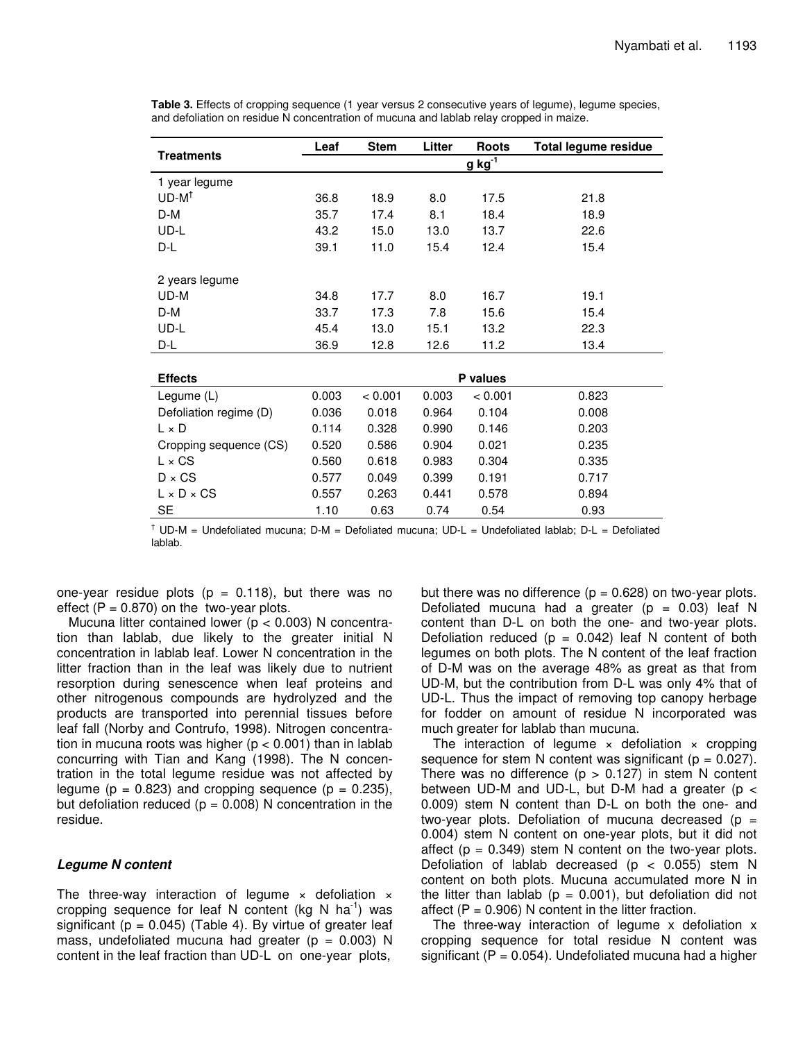**Table 3.** Effects of cropping sequence (1 year versus 2 consecutive years of legume), legume species, and defoliation on residue N concentration of mucuna and lablab relay cropped in maize.

| Treatments | Leaf | Stem | Litter | Roots | Total legume residue |
|---|---|---|---|---|---|
| | | | $g\ kg^{-1}$ | | |
| 1 year legume | | | | | |
| UD-M[†] | 36.8 | 18.9 | 8.0 | 17.5 | 21.8 |
| D-M | 35.7 | 17.4 | 8.1 | 18.4 | 18.9 |
| UD-L | 43.2 | 15.0 | 13.0 | 13.7 | 22.6 |
| D-L | 39.1 | 11.0 | 15.4 | 12.4 | 15.4 |
| 2 years legume | | | | | |
| UD-M | 34.8 | 17.7 | 8.0 | 16.7 | 19.1 |
| D-M | 33.7 | 17.3 | 7.8 | 15.6 | 15.4 |
| UD-L | 45.4 | 13.0 | 15.1 | 13.2 | 22.3 |
| D-L | 36.9 | 12.8 | 12.6 | 11.2 | 13.4 |
| **Effects** | | | **P values** | | |
| Legume (L) | 0.003 | < 0.001 | 0.003 | < 0.001 | 0.823 |
| Defoliation regime (D) | 0.036 | 0.018 | 0.964 | 0.104 | 0.008 |
| L × D | 0.114 | 0.328 | 0.990 | 0.146 | 0.203 |
| Cropping sequence (CS) | 0.520 | 0.586 | 0.904 | 0.021 | 0.235 |
| L × CS | 0.560 | 0.618 | 0.983 | 0.304 | 0.335 |
| D × CS | 0.577 | 0.049 | 0.399 | 0.191 | 0.717 |
| L × D × CS | 0.557 | 0.263 | 0.441 | 0.578 | 0.894 |
| SE | 1.10 | 0.63 | 0.74 | 0.54 | 0.93 |

[†] UD-M = Undefoliated mucuna; D-M = Defoliated mucuna; UD-L = Undefoliated lablab; D-L = Defoliated lablab.

one-year residue plots ($p = 0.118$), but there was no effect ($P = 0.870$) on the two-year plots.

Mucuna litter contained lower ($p < 0.003$) N concentration than lablab, due likely to the greater initial N concentration in lablab leaf. Lower N concentration in the litter fraction than in the leaf was likely due to nutrient resorption during senescence when leaf proteins and other nitrogenous compounds are hydrolyzed and the products are transported into perennial tissues before leaf fall (Norby and Contrufo, 1998). Nitrogen concentration in mucuna roots was higher ($p < 0.001$) than in lablab concurring with Tian and Kang (1998). The N concentration in the total legume residue was not affected by legume ($p = 0.823$) and cropping sequence ($p = 0.235$), but defoliation reduced ($p = 0.008$) N concentration in the residue.

### *Legume N content*

The three-way interaction of legume × defoliation × cropping sequence for leaf N content (kg N $ha^{-1}$) was significant ($p = 0.045$) (Table 4). By virtue of greater leaf mass, undefoliated mucuna had greater ($p = 0.003$) N content in the leaf fraction than UD-L on one-year plots, but there was no difference ($p = 0.628$) on two-year plots. Defoliated mucuna had a greater ($p = 0.03$) leaf N content than D-L on both the one- and two-year plots. Defoliation reduced ($p = 0.042$) leaf N content of both legumes on both plots. The N content of the leaf fraction of D-M was on the average 48% as great as that from UD-M, but the contribution from D-L was only 4% that of UD-L. Thus the impact of removing top canopy herbage for fodder on amount of residue N incorporated was much greater for lablab than mucuna.

The interaction of legume × defoliation × cropping sequence for stem N content was significant ($p = 0.027$). There was no difference ($p > 0.127$) in stem N content between UD-M and UD-L, but D-M had a greater ($p < 0.009$) stem N content than D-L on both the one- and two-year plots. Defoliation of mucuna decreased ($p = 0.004$) stem N content on one-year plots, but it did not affect ($p = 0.349$) stem N content on the two-year plots. Defoliation of lablab decreased ($p < 0.055$) stem N content on both plots. Mucuna accumulated more N in the litter than lablab ($p = 0.001$), but defoliation did not affect ($P = 0.906$) N content in the litter fraction.

The three-way interaction of legume x defoliation x cropping sequence for total residue N content was significant ($P = 0.054$). Undefoliated mucuna had a higher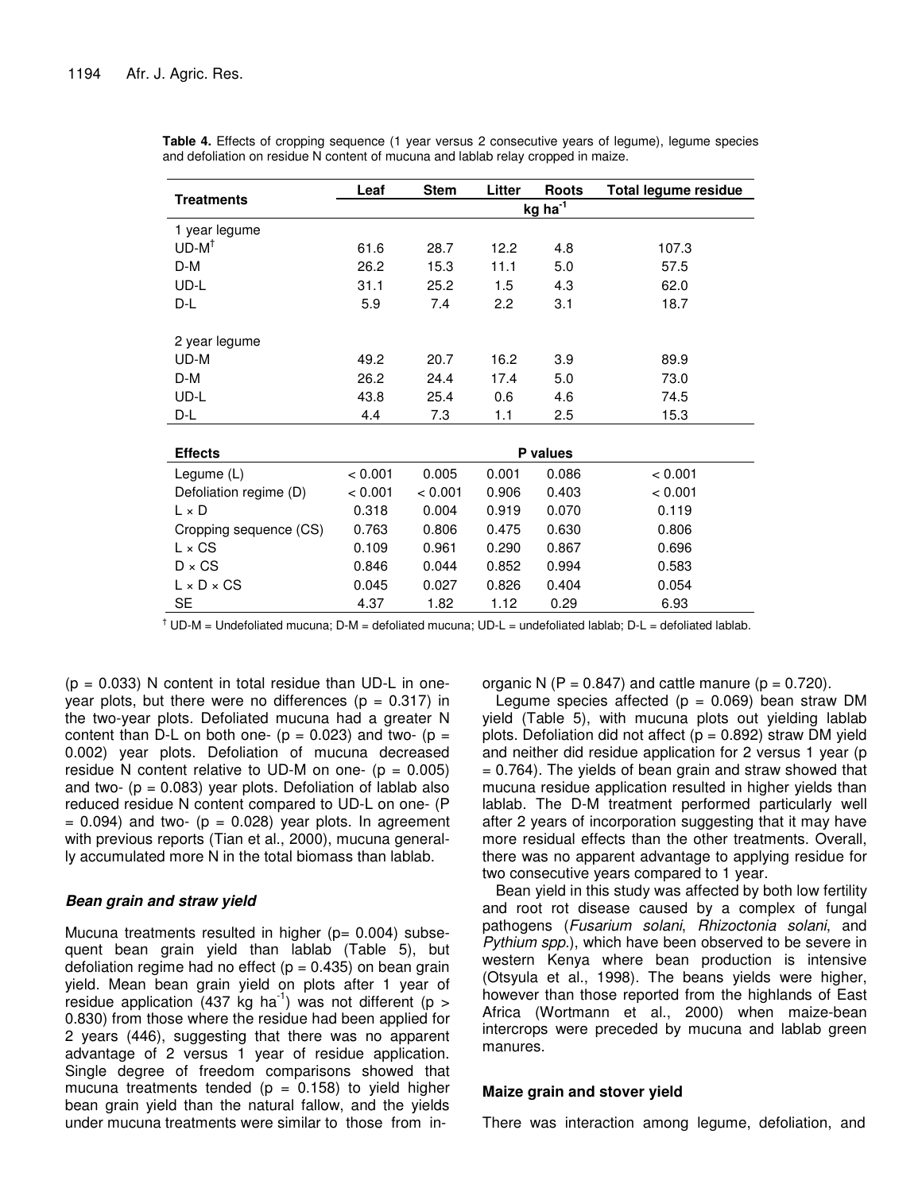**Table 4.** Effects of cropping sequence (1 year versus 2 consecutive years of legume), legume species and defoliation on residue N content of mucuna and lablab relay cropped in maize.

| Treatments | Leaf | Stem | Litter | Roots | Total legume residue |
|---|---|---|---|---|---|
| | kg ha$^{-1}$ | | | | |
| 1 year legume | | | | | |
| UD-M[†] | 61.6 | 28.7 | 12.2 | 4.8 | 107.3 |
| D-M | 26.2 | 15.3 | 11.1 | 5.0 | 57.5 |
| UD-L | 31.1 | 25.2 | 1.5 | 4.3 | 62.0 |
| D-L | 5.9 | 7.4 | 2.2 | 3.1 | 18.7 |
| 2 year legume | | | | | |
| UD-M | 49.2 | 20.7 | 16.2 | 3.9 | 89.9 |
| D-M | 26.2 | 24.4 | 17.4 | 5.0 | 73.0 |
| UD-L | 43.8 | 25.4 | 0.6 | 4.6 | 74.5 |
| D-L | 4.4 | 7.3 | 1.1 | 2.5 | 15.3 |
| **Effects** | | | **P values** | | |
| Legume (L) | < 0.001 | 0.005 | 0.001 | 0.086 | < 0.001 |
| Defoliation regime (D) | < 0.001 | < 0.001 | 0.906 | 0.403 | < 0.001 |
| L × D | 0.318 | 0.004 | 0.919 | 0.070 | 0.119 |
| Cropping sequence (CS) | 0.763 | 0.806 | 0.475 | 0.630 | 0.806 |
| L × CS | 0.109 | 0.961 | 0.290 | 0.867 | 0.696 |
| D × CS | 0.846 | 0.044 | 0.852 | 0.994 | 0.583 |
| L × D × CS | 0.045 | 0.027 | 0.826 | 0.404 | 0.054 |
| SE | 4.37 | 1.82 | 1.12 | 0.29 | 6.93 |

[†] UD-M = Undefoliated mucuna; D-M = defoliated mucuna; UD-L = undefoliated lablab; D-L = defoliated lablab.

($p = 0.033$) N content in total residue than UD-L in one-year plots, but there were no differences ($p = 0.317$) in the two-year plots. Defoliated mucuna had a greater N content than D-L on both one- ($p = 0.023$) and two- ($p = 0.002$) year plots. Defoliation of mucuna decreased residue N content relative to UD-M on one- ($p = 0.005$) and two- ($p = 0.083$) year plots. Defoliation of lablab also reduced residue N content compared to UD-L on one- ($P = 0.094$) and two- ($p = 0.028$) year plots. In agreement with previous reports (Tian et al., 2000), mucuna generally accumulated more N in the total biomass than lablab.

### *Bean grain and straw yield*

Mucuna treatments resulted in higher ($p = 0.004$) subsequent bean grain yield than lablab (Table 5), but defoliation regime had no effect ($p = 0.435$) on bean grain yield. Mean bean grain yield on plots after 1 year of residue application (437 kg ha$^{-1}$) was not different ($p > 0.830$) from those where the residue had been applied for 2 years (446), suggesting that there was no apparent advantage of 2 versus 1 year of residue application. Single degree of freedom comparisons showed that mucuna treatments tended ($p = 0.158$) to yield higher bean grain yield than the natural fallow, and the yields under mucuna treatments were similar to those from inorganic N ($P = 0.847$) and cattle manure ($p = 0.720$).

Legume species affected ($p = 0.069$) bean straw DM yield (Table 5), with mucuna plots out yielding lablab plots. Defoliation did not affect ($p = 0.892$) straw DM yield and neither did residue application for 2 versus 1 year ($p = 0.764$). The yields of bean grain and straw showed that mucuna residue application resulted in higher yields than lablab. The D-M treatment performed particularly well after 2 years of incorporation suggesting that it may have more residual effects than the other treatments. Overall, there was no apparent advantage to applying residue for two consecutive years compared to 1 year.

Bean yield in this study was affected by both low fertility and root rot disease caused by a complex of fungal pathogens (*Fusarium solani*, *Rhizoctonia solani*, and *Pythium spp*.), which have been observed to be severe in western Kenya where bean production is intensive (Otsyula et al., 1998). The beans yields were higher, however than those reported from the highlands of East Africa (Wortmann et al., 2000) when maize-bean intercrops were preceded by mucuna and lablab green manures.

### **Maize grain and stover yield**

There was interaction among legume, defoliation, and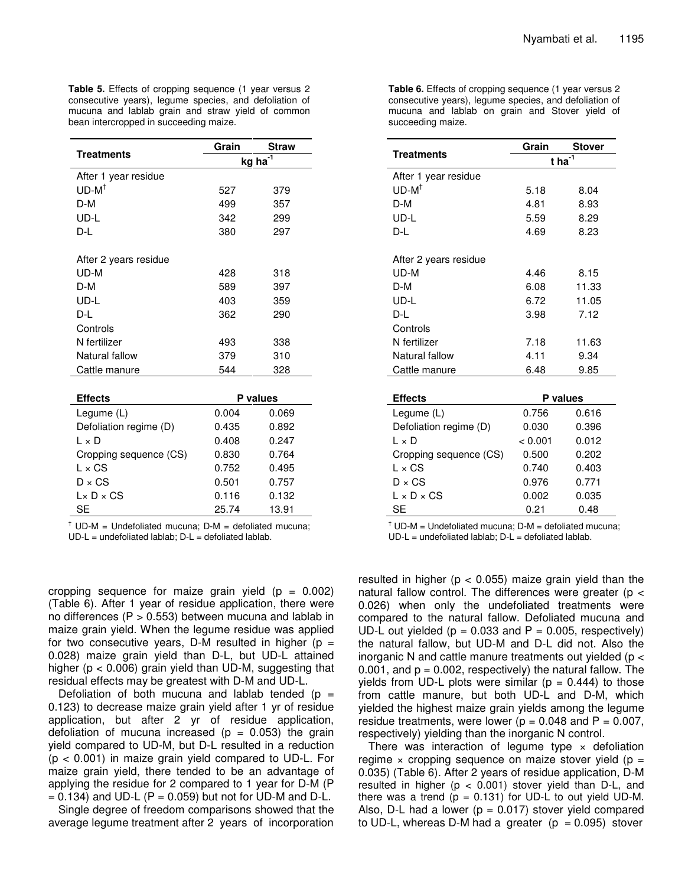**Table 5.** Effects of cropping sequence (1 year versus 2 consecutive years), legume species, and defoliation of mucuna and lablab grain and straw yield of common bean intercropped in succeeding maize.

| Treatments | Grain | Straw |
|---|---|---|
| | kg ha$^{-1}$ | |
| After 1 year residue | | |
| UD-M[†] | 527 | 379 |
| D-M | 499 | 357 |
| UD-L | 342 | 299 |
| D-L | 380 | 297 |
| | | |
| After 2 years residue | | |
| UD-M | 428 | 318 |
| D-M | 589 | 397 |
| UD-L | 403 | 359 |
| D-L | 362 | 290 |
| Controls | | |
| N fertilizer | 493 | 338 |
| Natural fallow | 379 | 310 |
| Cattle manure | 544 | 328 |

| Effects | P values | |
|---|---|---|
| Legume (L) | 0.004 | 0.069 |
| Defoliation regime (D) | 0.435 | 0.892 |
| L × D | 0.408 | 0.247 |
| Cropping sequence (CS) | 0.830 | 0.764 |
| L × CS | 0.752 | 0.495 |
| D × CS | 0.501 | 0.757 |
| L× D × CS | 0.116 | 0.132 |
| SE | 25.74 | 13.91 |

[†] UD-M = Undefoliated mucuna; D-M = defoliated mucuna; UD-L = undefoliated lablab; D-L = defoliated lablab.

**Table 6.** Effects of cropping sequence (1 year versus 2 consecutive years), legume species, and defoliation of mucuna and lablab on grain and Stover yield of succeeding maize.

| Treatments | Grain | Stover |
|---|---|---|
| | t ha$^{-1}$ | |
| After 1 year residue | | |
| UD-M[†] | 5.18 | 8.04 |
| D-M | 4.81 | 8.93 |
| UD-L | 5.59 | 8.29 |
| D-L | 4.69 | 8.23 |
| | | |
| After 2 years residue | | |
| UD-M | 4.46 | 8.15 |
| D-M | 6.08 | 11.33 |
| UD-L | 6.72 | 11.05 |
| D-L | 3.98 | 7.12 |
| Controls | | |
| N fertilizer | 7.18 | 11.63 |
| Natural fallow | 4.11 | 9.34 |
| Cattle manure | 6.48 | 9.85 |

| Effects | P values | |
|---|---|---|
| Legume (L) | 0.756 | 0.616 |
| Defoliation regime (D) | 0.030 | 0.396 |
| L × D | < 0.001 | 0.012 |
| Cropping sequence (CS) | 0.500 | 0.202 |
| L × CS | 0.740 | 0.403 |
| D × CS | 0.976 | 0.771 |
| L × D × CS | 0.002 | 0.035 |
| SE | 0.21 | 0.48 |

[†] UD-M = Undefoliated mucuna; D-M = defoliated mucuna; UD-L = undefoliated lablab; D-L = defoliated lablab.

cropping sequence for maize grain yield ($p = 0.002$) (Table 6). After 1 year of residue application, there were no differences ($P > 0.553$) between mucuna and lablab in maize grain yield. When the legume residue was applied for two consecutive years, D-M resulted in higher ($p = 0.028$) maize grain yield than D-L, but UD-L attained higher ($p < 0.006$) grain yield than UD-M, suggesting that residual effects may be greatest with D-M and UD-L.

Defoliation of both mucuna and lablab tended ($p = 0.123$) to decrease maize grain yield after 1 yr of residue application, but after 2 yr of residue application, defoliation of mucuna increased ($p = 0.053$) the grain yield compared to UD-M, but D-L resulted in a reduction ($p < 0.001$) in maize grain yield compared to UD-L. For maize grain yield, there tended to be an advantage of applying the residue for 2 compared to 1 year for D-M ($P = 0.134$) and UD-L ($P = 0.059$) but not for UD-M and D-L.

Single degree of freedom comparisons showed that the average legume treatment after 2 years of incorporation resulted in higher ($p < 0.055$) maize grain yield than the natural fallow control. The differences were greater ($p < 0.026$) when only the undefoliated treatments were compared to the natural fallow. Defoliated mucuna and UD-L out yielded ($p = 0.033$ and $P = 0.005$, respectively) the natural fallow, but UD-M and D-L did not. Also the inorganic N and cattle manure treatments out yielded ($p < 0.001$, and $p = 0.002$, respectively) the natural fallow. The yields from UD-L plots were similar ($p = 0.444$) to those from cattle manure, but both UD-L and D-M, which yielded the highest maize grain yields among the legume residue treatments, were lower ($p = 0.048$ and $P = 0.007$, respectively) yielding than the inorganic N control.

There was interaction of legume type × defoliation regime × cropping sequence on maize stover yield ($p = 0.035$) (Table 6). After 2 years of residue application, D-M resulted in higher ($p < 0.001$) stover yield than D-L, and there was a trend ($p = 0.131$) for UD-L to out yield UD-M. Also, D-L had a lower ($p = 0.017$) stover yield compared to UD-L, whereas D-M had a greater ($p = 0.095$) stover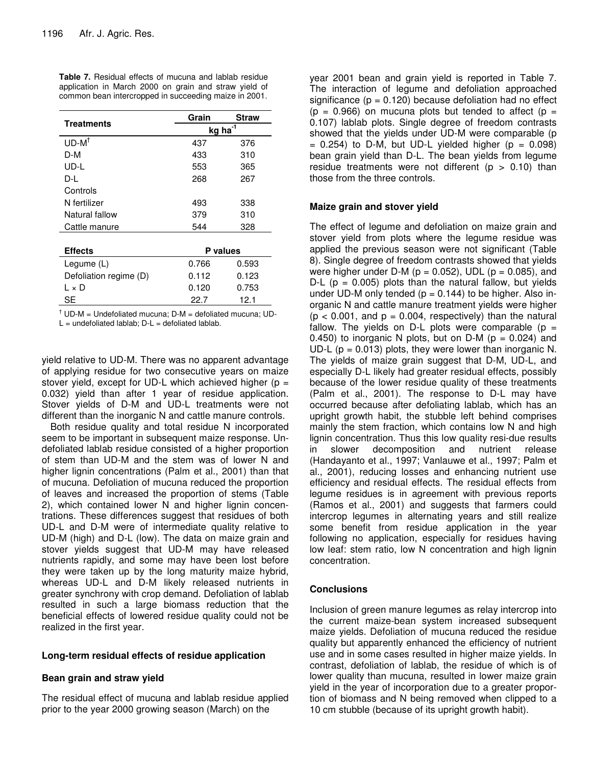**Table 7.** Residual effects of mucuna and lablab residue application in March 2000 on grain and straw yield of common bean intercropped in succeeding maize in 2001.

| Treatments | Grain | Straw |
|---|---|---|
| | kg ha$^{-1}$ | |
| UD-M[†] | 437 | 376 |
| D-M | 433 | 310 |
| UD-L | 553 | 365 |
| D-L | 268 | 267 |
| Controls | | |
| N fertilizer | 493 | 338 |
| Natural fallow | 379 | 310 |
| Cattle manure | 544 | 328 |
| **Effects** | **P values** | |
| Legume (L) | 0.766 | 0.593 |
| Defoliation regime (D) | 0.112 | 0.123 |
| L × D | 0.120 | 0.753 |
| SE | 22.7 | 12.1 |

[†] UD-M = Undefoliated mucuna; D-M = defoliated mucuna; UD-L = undefoliated lablab; D-L = defoliated lablab.

yield relative to UD-M. There was no apparent advantage of applying residue for two consecutive years on maize stover yield, except for UD-L which achieved higher ($p = 0.032$) yield than after 1 year of residue application. Stover yields of D-M and UD-L treatments were not different than the inorganic N and cattle manure controls.

Both residue quality and total residue N incorporated seem to be important in subsequent maize response. Undefoliated lablab residue consisted of a higher proportion of stem than UD-M and the stem was of lower N and higher lignin concentrations (Palm et al., 2001) than that of mucuna. Defoliation of mucuna reduced the proportion of leaves and increased the proportion of stems (Table 2), which contained lower N and higher lignin concentrations. These differences suggest that residues of both UD-L and D-M were of intermediate quality relative to UD-M (high) and D-L (low). The data on maize grain and stover yields suggest that UD-M may have released nutrients rapidly, and some may have been lost before they were taken up by the long maturity maize hybrid, whereas UD-L and D-M likely released nutrients in greater synchrony with crop demand. Defoliation of lablab resulted in such a large biomass reduction that the beneficial effects of lowered residue quality could not be realized in the first year.

## Long-term residual effects of residue application

### Bean grain and straw yield

The residual effect of mucuna and lablab residue applied prior to the year 2000 growing season (March) on the year 2001 bean and grain yield is reported in Table 7. The interaction of legume and defoliation approached significance ($p = 0.120$) because defoliation had no effect ($p = 0.966$) on mucuna plots but tended to affect ($p = 0.107$) lablab plots. Single degree of freedom contrasts showed that the yields under UD-M were comparable ($p = 0.254$) to D-M, but UD-L yielded higher ($p = 0.098$) bean grain yield than D-L. The bean yields from legume residue treatments were not different ($p > 0.10$) than those from the three controls.

### Maize grain and stover yield

The effect of legume and defoliation on maize grain and stover yield from plots where the legume residue was applied the previous season were not significant (Table 8). Single degree of freedom contrasts showed that yields were higher under D-M ($p = 0.052$), UDL ($p = 0.085$), and D-L ($p = 0.005$) plots than the natural fallow, but yields under UD-M only tended ($p = 0.144$) to be higher. Also inorganic N and cattle manure treatment yields were higher ($p < 0.001$, and $p = 0.004$, respectively) than the natural fallow. The yields on D-L plots were comparable ($p = 0.450$) to inorganic N plots, but on D-M ($p = 0.024$) and UD-L ($p = 0.013$) plots, they were lower than inorganic N. The yields of maize grain suggest that D-M, UD-L, and especially D-L likely had greater residual effects, possibly because of the lower residue quality of these treatments (Palm et al., 2001). The response to D-L may have occurred because after defoliating lablab, which has an upright growth habit, the stubble left behind comprises mainly the stem fraction, which contains low N and high lignin concentration. Thus this low quality resi-due results in slower decomposition and nutrient release (Handayanto et al., 1997; Vanlauwe et al., 1997; Palm et al., 2001), reducing losses and enhancing nutrient use efficiency and residual effects. The residual effects from legume residues is in agreement with previous reports (Ramos et al., 2001) and suggests that farmers could intercrop legumes in alternating years and still realize some benefit from residue application in the year following no application, especially for residues having low leaf: stem ratio, low N concentration and high lignin concentration.

## Conclusions

Inclusion of green manure legumes as relay intercrop into the current maize-bean system increased subsequent maize yields. Defoliation of mucuna reduced the residue quality but apparently enhanced the efficiency of nutrient use and in some cases resulted in higher maize yields. In contrast, defoliation of lablab, the residue of which is of lower quality than mucuna, resulted in lower maize grain yield in the year of incorporation due to a greater proportion of biomass and N being removed when clipped to a 10 cm stubble (because of its upright growth habit).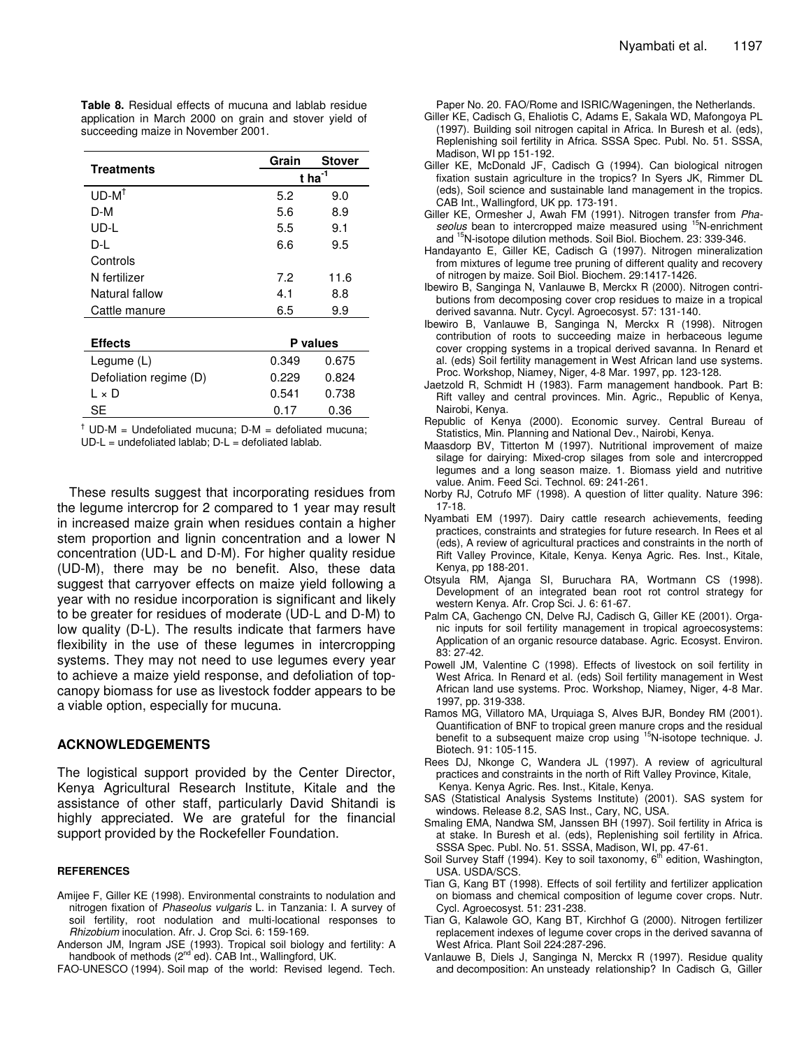**Table 8.** Residual effects of mucuna and lablab residue application in March 2000 on grain and stover yield of succeeding maize in November 2001.

| Treatments | Grain | Stover |
|---|---|---|
| | t ha$^{-1}$ | |
| UD-M[†] | 5.2 | 9.0 |
| D-M | 5.6 | 8.9 |
| UD-L | 5.5 | 9.1 |
| D-L | 6.6 | 9.5 |
| Controls | | |
| N fertilizer | 7.2 | 11.6 |
| Natural fallow | 4.1 | 8.8 |
| Cattle manure | 6.5 | 9.9 |
| **Effects** | **P values** | |
| Legume (L) | 0.349 | 0.675 |
| Defoliation regime (D) | 0.229 | 0.824 |
| L × D | 0.541 | 0.738 |
| SE | 0.17 | 0.36 |

[†] UD-M = Undefoliated mucuna; D-M = defoliated mucuna; UD-L = undefoliated lablab; D-L = defoliated lablab.

These results suggest that incorporating residues from the legume intercrop for 2 compared to 1 year may result in increased maize grain when residues contain a higher stem proportion and lignin concentration and a lower N concentration (UD-L and D-M). For higher quality residue (UD-M), there may be no benefit. Also, these data suggest that carryover effects on maize yield following a year with no residue incorporation is significant and likely to be greater for residues of moderate (UD-L and D-M) to low quality (D-L). The results indicate that farmers have flexibility in the use of these legumes in intercropping systems. They may not need to use legumes every year to achieve a maize yield response, and defoliation of top-canopy biomass for use as livestock fodder appears to be a viable option, especially for mucuna.

## ACKNOWLEDGEMENTS

The logistical support provided by the Center Director, Kenya Agricultural Research Institute, Kitale and the assistance of other staff, particularly David Shitandi is highly appreciated. We are grateful for the financial support provided by the Rockefeller Foundation.

### REFERENCES

Amijee F, Giller KE (1998). Environmental constraints to nodulation and nitrogen fixation of *Phaseolus vulgaris* L. in Tanzania: I. A survey of soil fertility, root nodulation and multi-locational responses to *Rhizobium* inoculation. Afr. J. Crop Sci. 6: 159-169.

Anderson JM, Ingram JSE (1993). Tropical soil biology and fertility: A handbook of methods (2nd ed). CAB Int., Wallingford, UK.

FAO-UNESCO (1994). Soil map of the world: Revised legend. Tech. Paper No. 20. FAO/Rome and ISRIC/Wageningen, the Netherlands.

Giller KE, Cadisch G, Ehaliotis C, Adams E, Sakala WD, Mafongoya PL (1997). Building soil nitrogen capital in Africa. In Buresh et al. (eds), Replenishing soil fertility in Africa. SSSA Spec. Publ. No. 51. SSSA, Madison, WI pp 151-192.

Giller KE, McDonald JF, Cadisch G (1994). Can biological nitrogen fixation sustain agriculture in the tropics? In Syers JK, Rimmer DL (eds), Soil science and sustainable land management in the tropics. CAB Int., Wallingford, UK pp. 173-191.

Giller KE, Ormesher J, Awah FM (1991). Nitrogen transfer from *Phaseolus* bean to intercropped maize measured using $^{15}$N-enrichment and $^{15}$N-isotope dilution methods. Soil Biol. Biochem. 23: 339-346.

Handayanto E, Giller KE, Cadisch G (1997). Nitrogen mineralization from mixtures of legume tree pruning of different quality and recovery of nitrogen by maize. Soil Biol. Biochem. 29:1417-1426.

Ibewiro B, Sanginga N, Vanlauwe B, Merckx R (2000). Nitrogen contributions from decomposing cover crop residues to maize in a tropical derived savanna. Nutr. Cycyl. Agroecosyst. 57: 131-140.

Ibewiro B, Vanlauwe B, Sanginga N, Merckx R (1998). Nitrogen contribution of roots to succeeding maize in herbaceous legume cover cropping systems in a tropical derived savanna. In Renard et al. (eds) Soil fertility management in West African land use systems. Proc. Workshop, Niamey, Niger, 4-8 Mar. 1997, pp. 123-128.

Jaetzold R, Schmidt H (1983). Farm management handbook. Part B: Rift valley and central provinces. Min. Agric., Republic of Kenya, Nairobi, Kenya.

Republic of Kenya (2000). Economic survey. Central Bureau of Statistics, Min. Planning and National Dev., Nairobi, Kenya.

Maasdorp BV, Titterton M (1997). Nutritional improvement of maize silage for dairying: Mixed-crop silages from sole and intercropped legumes and a long season maize. 1. Biomass yield and nutritive value. Anim. Feed Sci. Technol. 69: 241-261.

Norby RJ, Cotrufo MF (1998). A question of litter quality. Nature 396: 17-18.

Nyambati EM (1997). Dairy cattle research achievements, feeding practices, constraints and strategies for future research. In Rees et al (eds), A review of agricultural practices and constraints in the north of Rift Valley Province, Kitale, Kenya. Kenya Agric. Res. Inst., Kitale, Kenya, pp 188-201.

Otsyula RM, Ajanga SI, Buruchara RA, Wortmann CS (1998). Development of an integrated bean root rot control strategy for western Kenya. Afr. Crop Sci. J. 6: 61-67.

Palm CA, Gachengo CN, Delve RJ, Cadisch G, Giller KE (2001). Organic inputs for soil fertility management in tropical agroecosystems: Application of an organic resource database. Agric. Ecosyst. Environ. 83: 27-42.

Powell JM, Valentine C (1998). Effects of livestock on soil fertility in West Africa. In Renard et al. (eds) Soil fertility management in West African land use systems. Proc. Workshop, Niamey, Niger, 4-8 Mar. 1997, pp. 319-338.

Ramos MG, Villatoro MA, Urquiaga S, Alves BJR, Bondey RM (2001). Quantification of BNF to tropical green manure crops and the residual benefit to a subsequent maize crop using $^{15}$N-isotope technique. J. Biotech. 91: 105-115.

Rees DJ, Nkonge C, Wandera JL (1997). A review of agricultural practices and constraints in the north of Rift Valley Province, Kitale, Kenya. Kenya Agric. Res. Inst., Kitale, Kenya.

SAS (Statistical Analysis Systems Institute) (2001). SAS system for windows. Release 8.2, SAS Inst., Cary, NC, USA.

Smaling EMA, Nandwa SM, Janssen BH (1997). Soil fertility in Africa is at stake. In Buresh et al. (eds), Replenishing soil fertility in Africa. SSSA Spec. Publ. No. 51. SSSA, Madison, WI, pp. 47-61.

Soil Survey Staff (1994). Key to soil taxonomy, 6th edition, Washington, USA. USDA/SCS.

Tian G, Kang BT (1998). Effects of soil fertility and fertilizer application on biomass and chemical composition of legume cover crops. Nutr. Cycl. Agroecosyst. 51: 231-238.

Tian G, Kalawole GO, Kang BT, Kirchhof G (2000). Nitrogen fertilizer replacement indexes of legume cover crops in the derived savanna of West Africa. Plant Soil 224:287-296.

Vanlauwe B, Diels J, Sanginga N, Merckx R (1997). Residue quality and decomposition: An unsteady relationship? In Cadisch G, Giller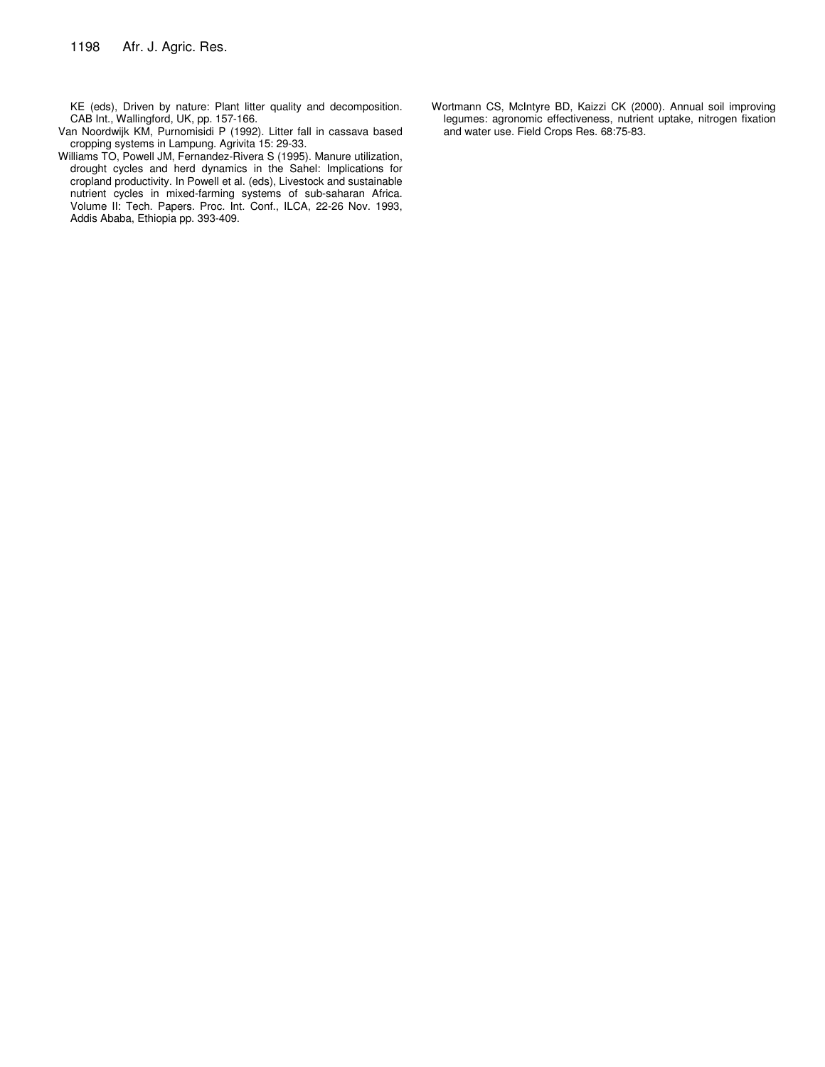KE (eds), Driven by nature: Plant litter quality and decomposition. CAB Int., Wallingford, UK, pp. 157-166.

Van Noordwijk KM, Purnomisidi P (1992). Litter fall in cassava based cropping systems in Lampung. Agrivita 15: 29-33.

Williams TO, Powell JM, Fernandez-Rivera S (1995). Manure utilization, drought cycles and herd dynamics in the Sahel: Implications for cropland productivity. In Powell et al. (eds), Livestock and sustainable nutrient cycles in mixed-farming systems of sub-saharan Africa. Volume II: Tech. Papers. Proc. Int. Conf., ILCA, 22-26 Nov. 1993, Addis Ababa, Ethiopia pp. 393-409.

Wortmann CS, McIntyre BD, Kaizzi CK (2000). Annual soil improving legumes: agronomic effectiveness, nutrient uptake, nitrogen fixation and water use. Field Crops Res. 68:75-83.